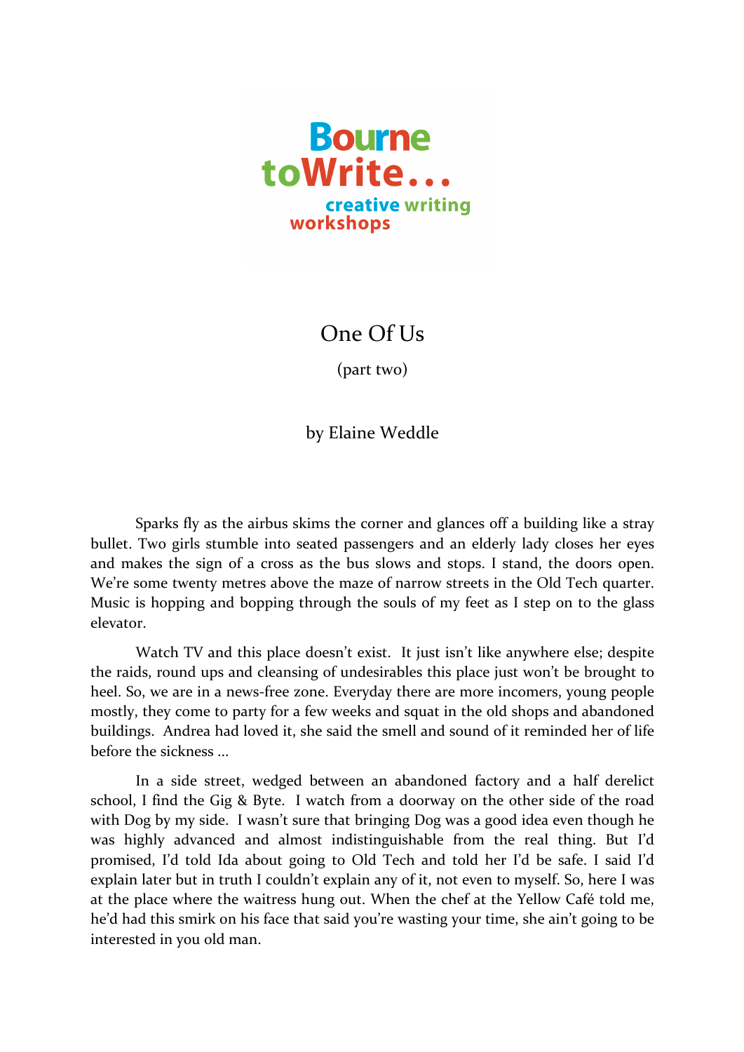Bourne toWrite... creative writing workshops

# One Of Us

(part two)

by Elaine Weddle

Sparks fly as the airbus skims the corner and glances off a building like a stray bullet. Two girls stumble into seated passengers and an elderly lady closes her eyes and makes the sign of a cross as the bus slows and stops. I stand, the doors open. We're some twenty metres above the maze of narrow streets in the Old Tech quarter. Music is hopping and bopping through the souls of my feet as I step on to the glass elevator.

Watch TV and this place doesn't exist. It just isn't like anywhere else; despite the raids, round ups and cleansing of undesirables this place just won't be brought to heel. So, we are in a news-free zone. Everyday there are more incomers, young people mostly, they come to party for a few weeks and squat in the old shops and abandoned buildings. Andrea had loved it, she said the smell and sound of it reminded her of life before the sickness ...

In a side street, wedged between an abandoned factory and a half derelict school, I find the Gig & Byte. I watch from a doorway on the other side of the road with Dog by my side. I wasn't sure that bringing Dog was a good idea even though he was highly advanced and almost indistinguishable from the real thing. But I'd promised, I'd told Ida about going to Old Tech and told her I'd be safe. I said I'd explain later but in truth I couldn't explain any of it, not even to myself. So, here I was at the place where the waitress hung out. When the chef at the Yellow Café told me, he'd had this smirk on his face that said you're wasting your time, she ain't going to be interested in you old man.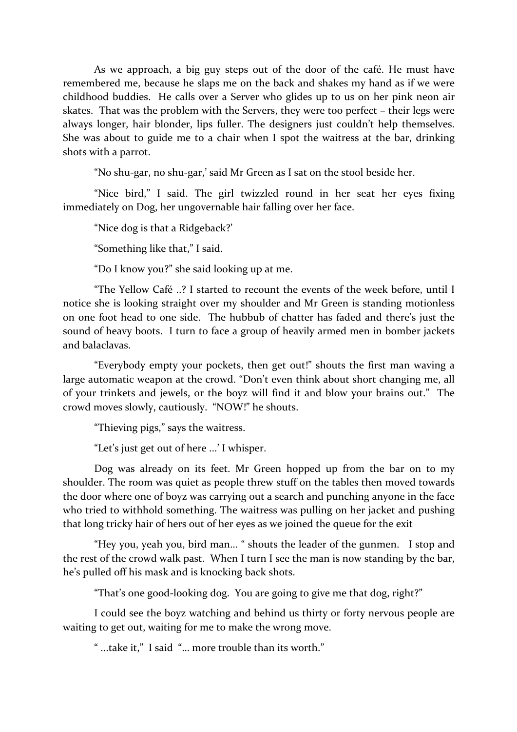As we approach, a big guy steps out of the door of the café. He must have remembered me, because he slaps me on the back and shakes my hand as if we were childhood buddies. He calls over a Server who glides up to us on her pink neon air skates. That was the problem with the Servers, they were too perfect – their legs were always longer, hair blonder, lips fuller. The designers just couldn't help themselves. She was about to guide me to a chair when I spot the waitress at the bar, drinking shots with a parrot.

"No shu-gar, no shu-gar,' said Mr Green as I sat on the stool beside her.

"Nice bird," I said. The girl twizzled round in her seat her eyes fixing immediately on Dog, her ungovernable hair falling over her face.

"Nice dog is that a Ridgeback?'

"Something like that," I said.

"Do I know you?" she said looking up at me.

"The Yellow Café ..? I started to recount the events of the week before, until I notice she is looking straight over my shoulder and Mr Green is standing motionless on one foot head to one side. The hubbub of chatter has faded and there's just the sound of heavy boots. I turn to face a group of heavily armed men in bomber jackets and balaclavas.

"Everybody empty your pockets, then get out!" shouts the first man waving a large automatic weapon at the crowd. "Don't even think about short changing me, all of your trinkets and jewels, or the boyz will find it and blow your brains out." The crowd moves slowly, cautiously. "NOW!" he shouts.

"Thieving pigs," says the waitress.

"Let's just get out of here …' I whisper.

Dog was already on its feet. Mr Green hopped up from the bar on to my shoulder. The room was quiet as people threw stuff on the tables then moved towards the door where one of boyz was carrying out a search and punching anyone in the face who tried to withhold something. The waitress was pulling on her jacket and pushing that long tricky hair of hers out of her eyes as we joined the queue for the exit

"Hey you, yeah you, bird man… " shouts the leader of the gunmen. I stop and the rest of the crowd walk past. When I turn I see the man is now standing by the bar, he's pulled off his mask and is knocking back shots.

"That's one good-looking dog. You are going to give me that dog, right?"

I could see the boyz watching and behind us thirty or forty nervous people are waiting to get out, waiting for me to make the wrong move.

" …take it," I said "… more trouble than its worth."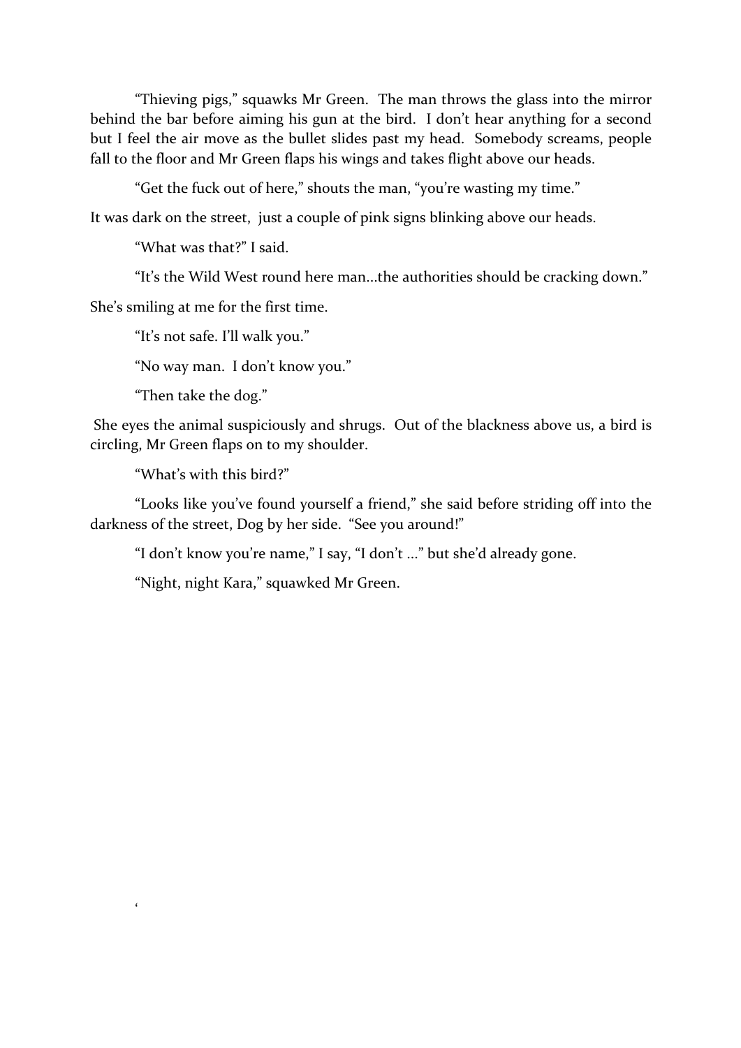"Thieving pigs," squawks Mr Green. The man throws the glass into the mirror behind the bar before aiming his gun at the bird. I don't hear anything for a second but I feel the air move as the bullet slides past my head. Somebody screams, people fall to the floor and Mr Green flaps his wings and takes flight above our heads.

"Get the fuck out of here," shouts the man, "you're wasting my time."

It was dark on the street, just a couple of pink signs blinking above our heads.

"What was that?" I said.

"It's the Wild West round here man...the authorities should be cracking down."

She's smiling at me for the first time.

"It's not safe. I'll walk you."

"No way man. I don't know you."

"Then take the dog."

She eyes the animal suspiciously and shrugs. Out of the blackness above us, a bird is circling, Mr Green flaps on to my shoulder.

"What's with this bird?"

"Looks like you've found yourself a friend," she said before striding off into the darkness of the street, Dog by her side. "See you around!"

"I don't know you're name," I say, "I don't ..." but she'd already gone.

"Night, night Kara," squawked Mr Green.

'